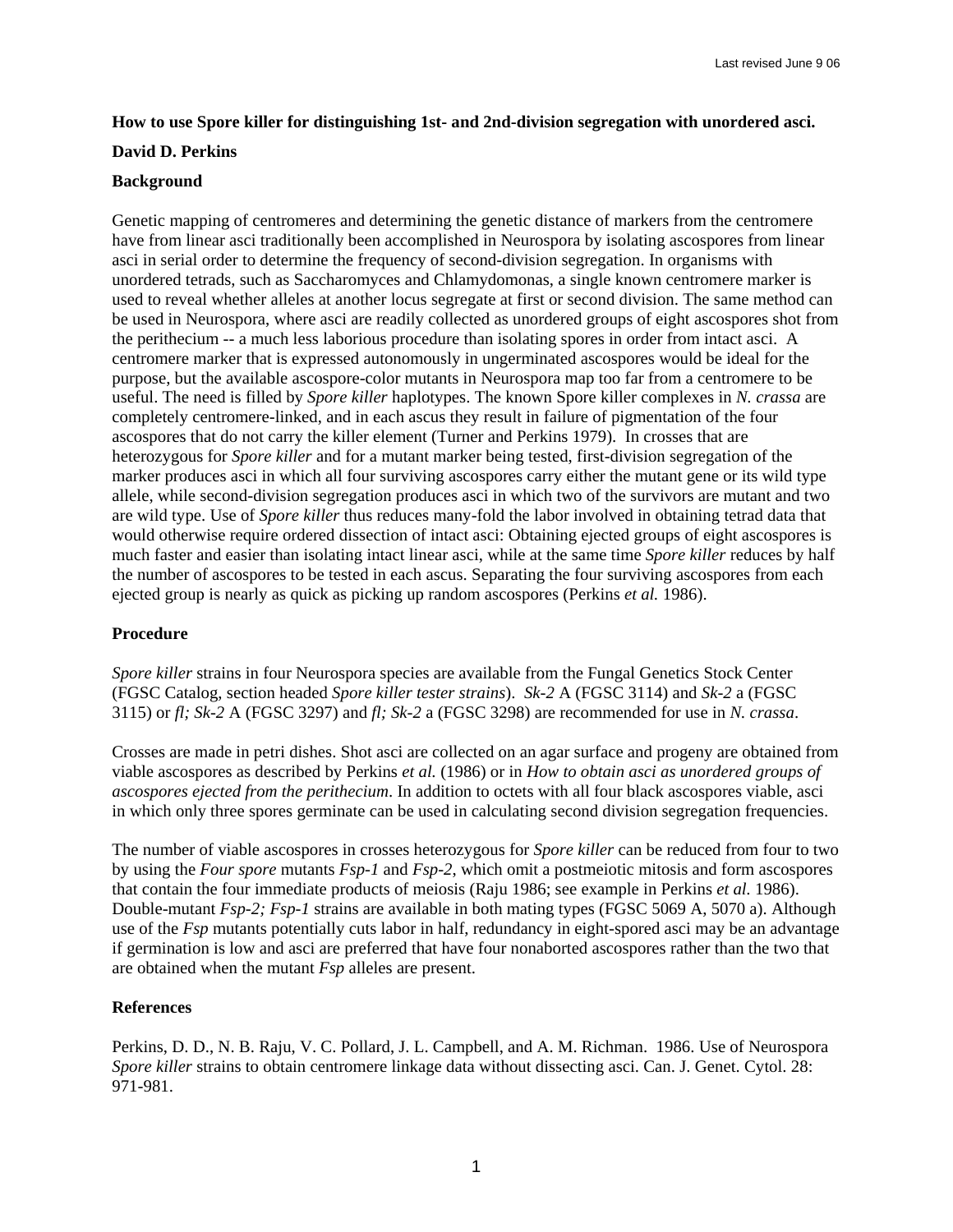Last revised June 9 06

**How to use Spore killer for distinguishing 1st- and 2nd-division segregation with unordered asci.**

**David D. Perkins**

**Background**

Genetic mapping of centromeres and determining the genetic distance of markers from the centromere have from linear asci traditionally been accomplished in Neurospora by isolating ascospores from linear asci in serial order to determine the frequency of second-division segregation. In organisms with unordered tetrads, such as Saccharomyces and Chlamydomonas, a single known centromere marker is used to reveal whether alleles at another locus segregate at first or second division. The same method can be used in Neurospora, where asci are readily collected as unordered groups of eight ascospores shot from the perithecium -- a much less laborious procedure than isolating spores in order from intact asci. A centromere marker that is expressed autonomously in ungerminated ascospores would be ideal for the purpose, but the available ascospore-color mutants in Neurospora map too far from a centromere to be useful. The need is filled by *Spore killer* haplotypes. The known Spore killer complexes in *N. crassa* are completely centromere-linked, and in each ascus they result in failure of pigmentation of the four ascospores that do not carry the killer element (Turner and Perkins 1979). In crosses that are heterozygous for *Spore killer* and for a mutant marker being tested, first-division segregation of the marker produces asci in which all four surviving ascospores carry either the mutant gene or its wild type allele, while second-division segregation produces asci in which two of the survivors are mutant and two are wild type. Use of *Spore killer* thus reduces many-fold the labor involved in obtaining tetrad data that would otherwise require ordered dissection of intact asci: Obtaining ejected groups of eight ascospores is much faster and easier than isolating intact linear asci, while at the same time *Spore killer* reduces by half the number of ascospores to be tested in each ascus. Separating the four surviving ascospores from each ejected group is nearly as quick as picking up random ascospores (Perkins *et al.* 1986).

**Procedure**

*Spore killer* strains in four Neurospora species are available from the Fungal Genetics Stock Center (FGSC Catalog, section headed *Spore killer tester strains*). *Sk-2* A (FGSC 3114) and *Sk-2* a (FGSC 3115) or *fl; Sk-2* A (FGSC 3297) and *fl; Sk-2* a (FGSC 3298) are recommended for use in *N. crassa*.

Crosses are made in petri dishes. Shot asci are collected on an agar surface and progeny are obtained from viable ascospores as described by Perkins *et al.* (1986) or in *How to obtain asci as unordered groups of ascospores ejected from the perithecium*. In addition to octets with all four black ascospores viable, asci in which only three spores germinate can be used in calculating second division segregation frequencies.

The number of viable ascospores in crosses heterozygous for *Spore killer* can be reduced from four to two by using the *Four spore* mutants *Fsp-1* and *Fsp-2*, which omit a postmeiotic mitosis and form ascospores that contain the four immediate products of meiosis (Raju 1986; see example in Perkins *et al.* 1986). Double-mutant *Fsp-2; Fsp-1* strains are available in both mating types (FGSC 5069 A, 5070 a). Although use of the *Fsp* mutants potentially cuts labor in half, redundancy in eight-spored asci may be an advantage if germination is low and asci are preferred that have four nonaborted ascospores rather than the two that are obtained when the mutant *Fsp* alleles are present.

**References**

Perkins, D. D., N. B. Raju, V. C. Pollard, J. L. Campbell, and A. M. Richman. 1986. Use of Neurospora *Spore killer* strains to obtain centromere linkage data without dissecting asci. Can. J. Genet. Cytol. 28: 971-981.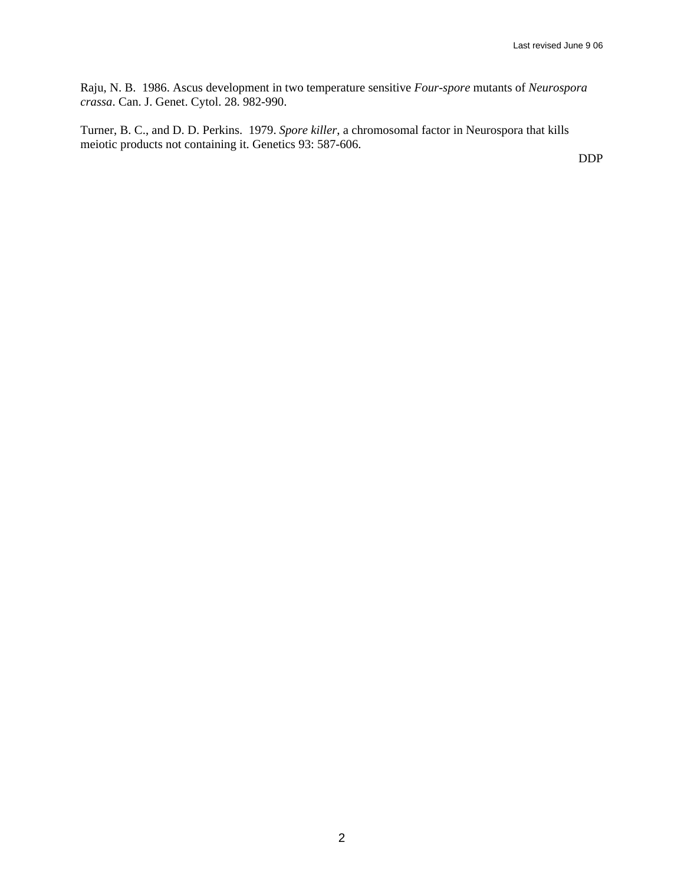Raju, N. B. 1986. Ascus development in two temperature sensitive *Four-spore* mutants of *Neurospora crassa*. Can. J. Genet. Cytol. 28. 982-990.

Turner, B. C., and D. D. Perkins. 1979. *Spore killer*, a chromosomal factor in Neurospora that kills meiotic products not containing it. Genetics 93: 587-606.

DDP